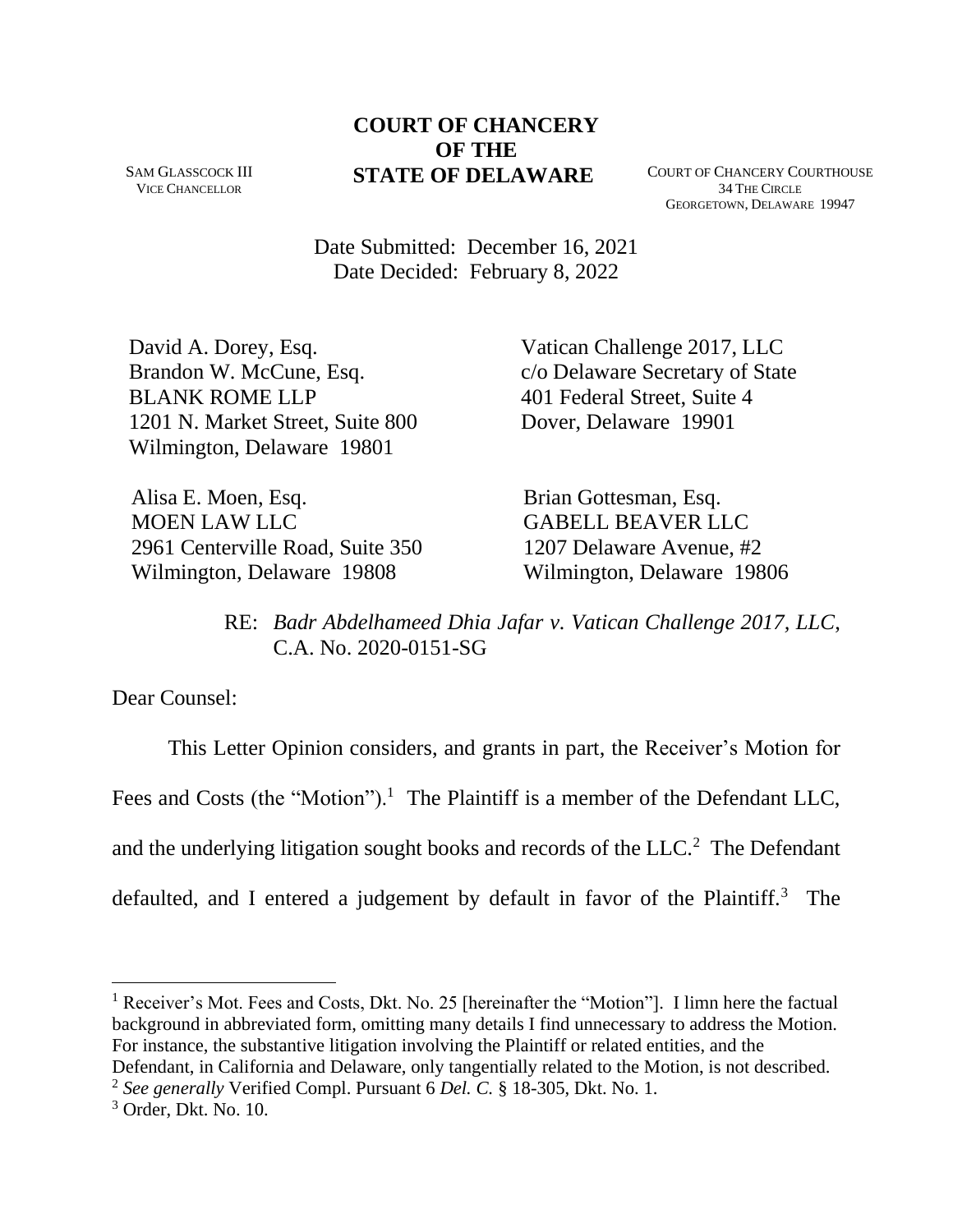**COURT OF CHANCERY OF THE STATE OF DELAWARE**

SAM GLASSCOCK III
VICE CHANCELLOR

COURT OF CHANCERY COURTHOUSE
34 THE CIRCLE
GEORGETOWN, DELAWARE 19947

Date Submitted: December 16, 2021
Date Decided: February 8, 2022

David A. Dorey, Esq.
Brandon W. McCune, Esq.
BLANK ROME LLP
1201 N. Market Street, Suite 800
Wilmington, Delaware 19801

Vatican Challenge 2017, LLC
c/o Delaware Secretary of State
401 Federal Street, Suite 4
Dover, Delaware 19901

Alisa E. Moen, Esq.
MOEN LAW LLC
2961 Centerville Road, Suite 350
Wilmington, Delaware 19808

Brian Gottesman, Esq.
GABELL BEAVER LLC
1207 Delaware Avenue, #2
Wilmington, Delaware 19806

RE: *Badr Abdelhameed Dhia Jafar v. Vatican Challenge 2017, LLC*, C.A. No. 2020-0151-SG

Dear Counsel:

This Letter Opinion considers, and grants in part, the Receiver's Motion for Fees and Costs (the "Motion").[1] The Plaintiff is a member of the Defendant LLC, and the underlying litigation sought books and records of the LLC.[2] The Defendant defaulted, and I entered a judgement by default in favor of the Plaintiff.[3] The

---

[1] Receiver's Mot. Fees and Costs, Dkt. No. 25 [hereinafter the "Motion"]. I limn here the factual background in abbreviated form, omitting many details I find unnecessary to address the Motion. For instance, the substantive litigation involving the Plaintiff or related entities, and the Defendant, in California and Delaware, only tangentially related to the Motion, is not described.

[2] *See generally* Verified Compl. Pursuant 6 *Del. C.* § 18-305, Dkt. No. 1.

[3] Order, Dkt. No. 10.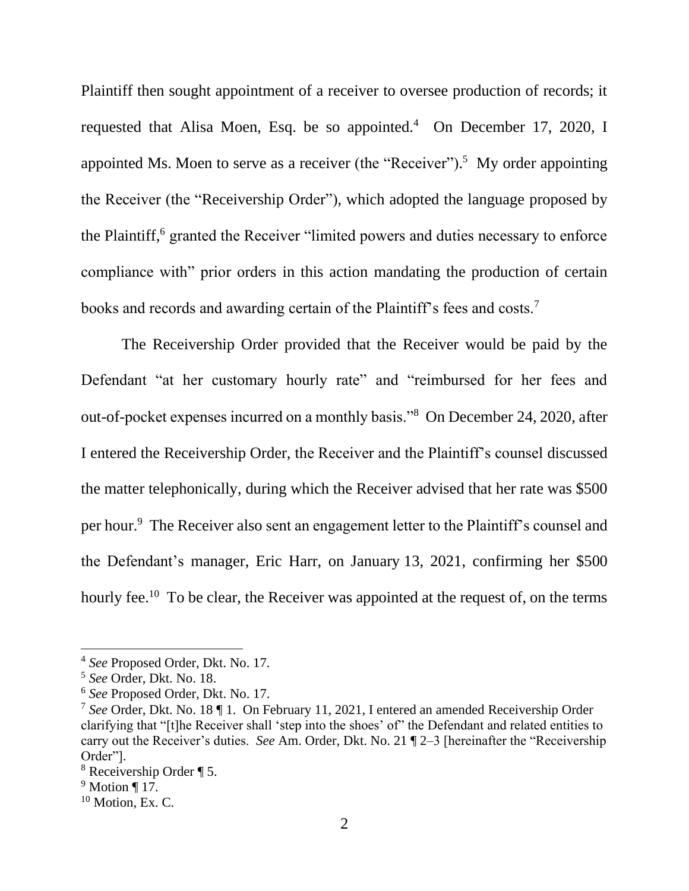Plaintiff then sought appointment of a receiver to oversee production of records; it requested that Alisa Moen, Esq. be so appointed.[4] On December 17, 2020, I appointed Ms. Moen to serve as a receiver (the "Receiver").[5] My order appointing the Receiver (the "Receivership Order"), which adopted the language proposed by the Plaintiff,[6] granted the Receiver "limited powers and duties necessary to enforce compliance with" prior orders in this action mandating the production of certain books and records and awarding certain of the Plaintiff's fees and costs.[7]

The Receivership Order provided that the Receiver would be paid by the Defendant "at her customary hourly rate" and "reimbursed for her fees and out-of-pocket expenses incurred on a monthly basis."[8] On December 24, 2020, after I entered the Receivership Order, the Receiver and the Plaintiff's counsel discussed the matter telephonically, during which the Receiver advised that her rate was $500 per hour.[9] The Receiver also sent an engagement letter to the Plaintiff's counsel and the Defendant's manager, Eric Harr, on January 13, 2021, confirming her $500 hourly fee.[10] To be clear, the Receiver was appointed at the request of, on the terms

---

[4] *See* Proposed Order, Dkt. No. 17.

[5] *See* Order, Dkt. No. 18.

[6] *See* Proposed Order, Dkt. No. 17.

[7] *See* Order, Dkt. No. 18 ¶ 1. On February 11, 2021, I entered an amended Receivership Order clarifying that "[t]he Receiver shall 'step into the shoes' of" the Defendant and related entities to carry out the Receiver's duties. *See* Am. Order, Dkt. No. 21 ¶ 2–3 [hereinafter the "Receivership Order"].

[8] Receivership Order ¶ 5.

[9] Motion ¶ 17.

[10] Motion, Ex. C.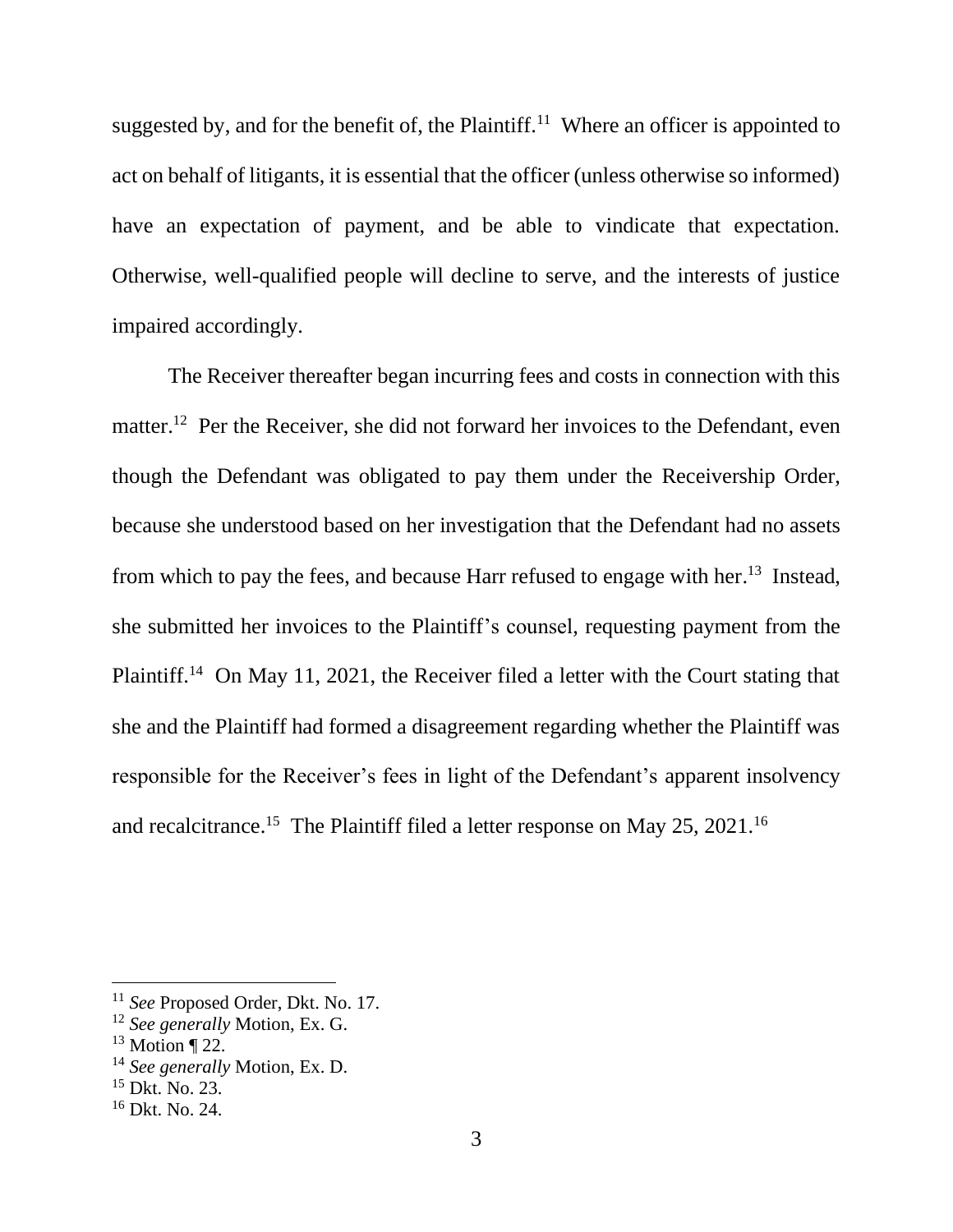suggested by, and for the benefit of, the Plaintiff.[11] Where an officer is appointed to act on behalf of litigants, it is essential that the officer (unless otherwise so informed) have an expectation of payment, and be able to vindicate that expectation. Otherwise, well-qualified people will decline to serve, and the interests of justice impaired accordingly.

The Receiver thereafter began incurring fees and costs in connection with this matter.[12] Per the Receiver, she did not forward her invoices to the Defendant, even though the Defendant was obligated to pay them under the Receivership Order, because she understood based on her investigation that the Defendant had no assets from which to pay the fees, and because Harr refused to engage with her.[13] Instead, she submitted her invoices to the Plaintiff's counsel, requesting payment from the Plaintiff.[14] On May 11, 2021, the Receiver filed a letter with the Court stating that she and the Plaintiff had formed a disagreement regarding whether the Plaintiff was responsible for the Receiver's fees in light of the Defendant's apparent insolvency and recalcitrance.[15] The Plaintiff filed a letter response on May 25, 2021.[16]

---

[11] *See* Proposed Order, Dkt. No. 17.

[12] *See generally* Motion, Ex. G.

[13] Motion ¶ 22.

[14] *See generally* Motion, Ex. D.

[15] Dkt. No. 23.

[16] Dkt. No. 24.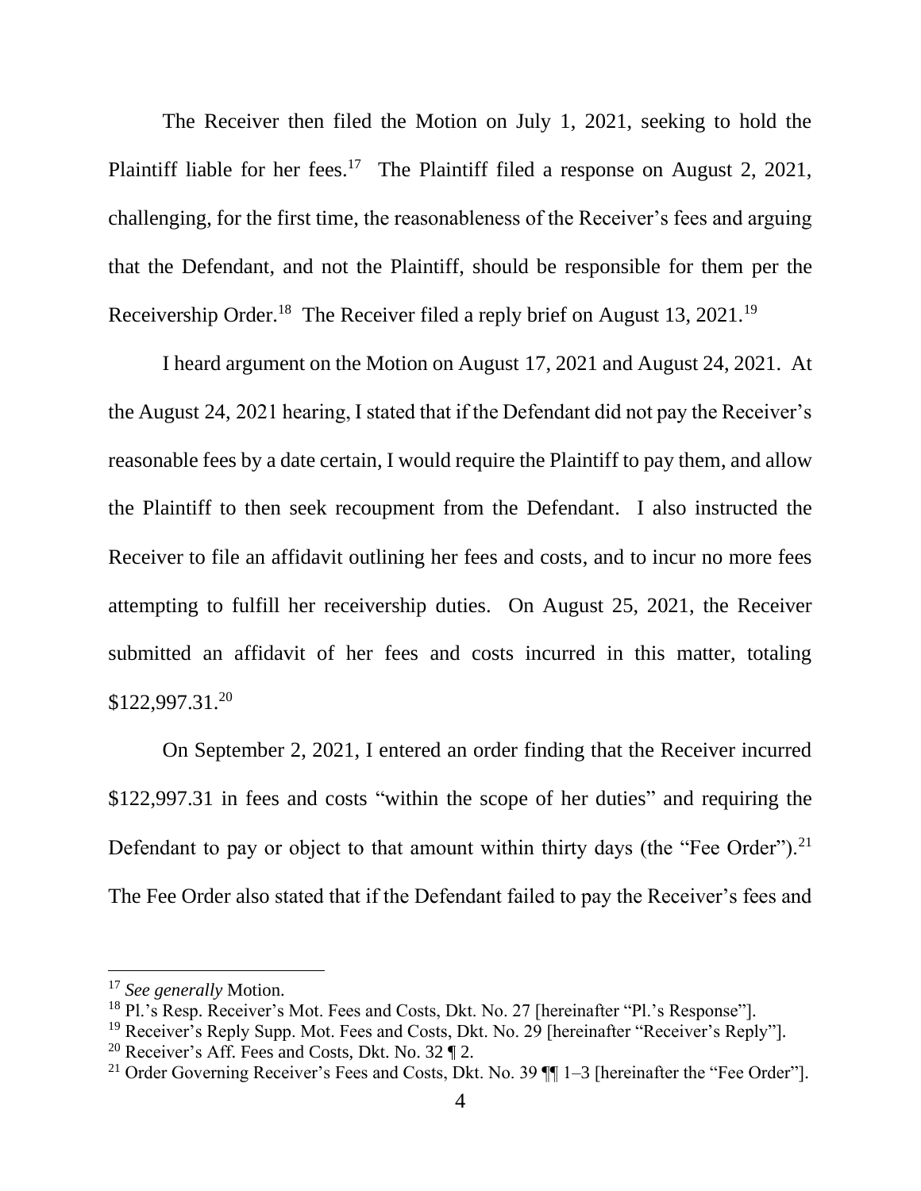The Receiver then filed the Motion on July 1, 2021, seeking to hold the Plaintiff liable for her fees.[17] The Plaintiff filed a response on August 2, 2021, challenging, for the first time, the reasonableness of the Receiver's fees and arguing that the Defendant, and not the Plaintiff, should be responsible for them per the Receivership Order.[18] The Receiver filed a reply brief on August 13, 2021.[19]

I heard argument on the Motion on August 17, 2021 and August 24, 2021. At the August 24, 2021 hearing, I stated that if the Defendant did not pay the Receiver's reasonable fees by a date certain, I would require the Plaintiff to pay them, and allow the Plaintiff to then seek recoupment from the Defendant. I also instructed the Receiver to file an affidavit outlining her fees and costs, and to incur no more fees attempting to fulfill her receivership duties. On August 25, 2021, the Receiver submitted an affidavit of her fees and costs incurred in this matter, totaling \$122,997.31.[20]

On September 2, 2021, I entered an order finding that the Receiver incurred \$122,997.31 in fees and costs "within the scope of her duties" and requiring the Defendant to pay or object to that amount within thirty days (the "Fee Order").[21] The Fee Order also stated that if the Defendant failed to pay the Receiver's fees and

---

[17] *See generally* Motion.

[18] Pl.'s Resp. Receiver's Mot. Fees and Costs, Dkt. No. 27 [hereinafter "Pl.'s Response"].

[19] Receiver's Reply Supp. Mot. Fees and Costs, Dkt. No. 29 [hereinafter "Receiver's Reply"].

[20] Receiver's Aff. Fees and Costs, Dkt. No. 32 ¶ 2.

[21] Order Governing Receiver's Fees and Costs, Dkt. No. 39 ¶¶ 1–3 [hereinafter the "Fee Order"].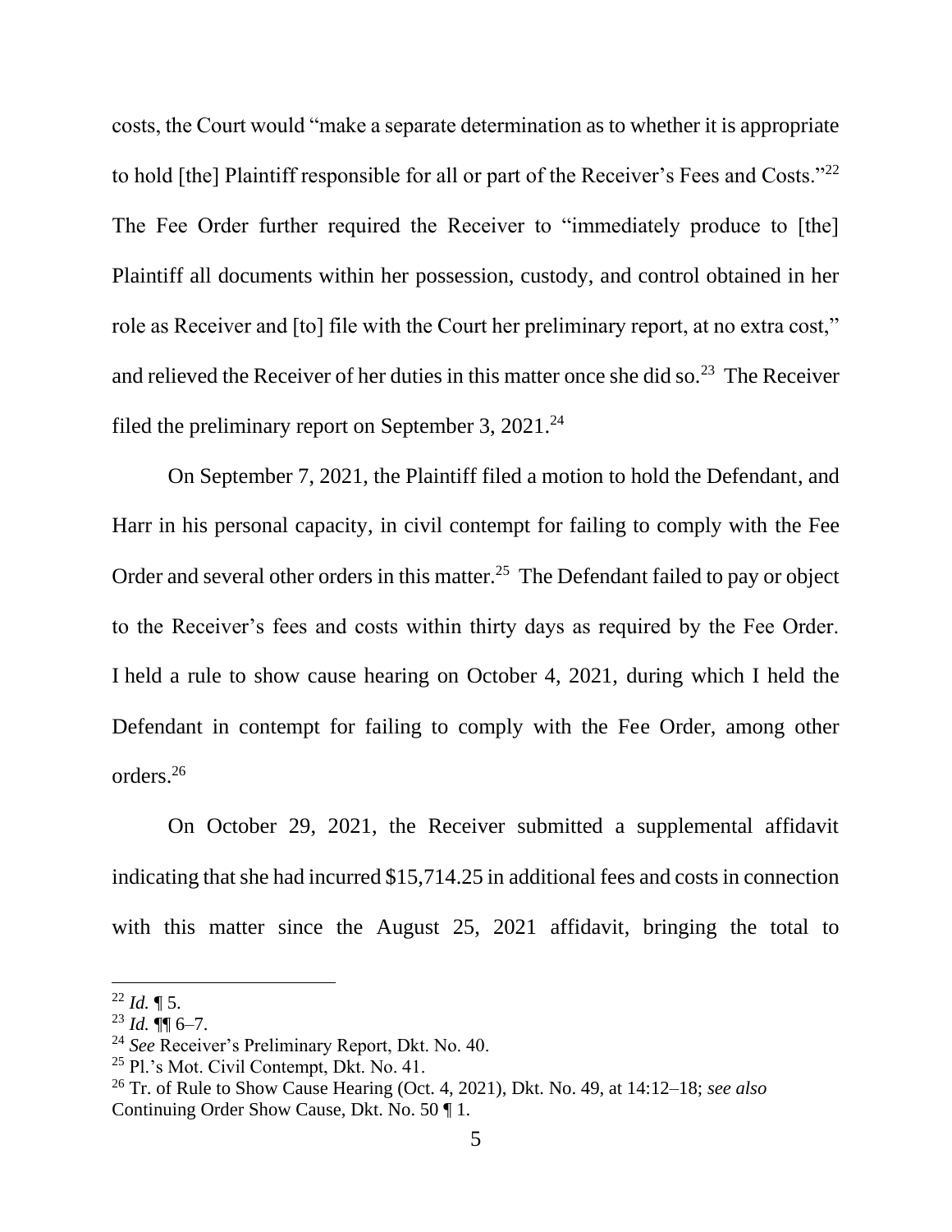costs, the Court would "make a separate determination as to whether it is appropriate to hold [the] Plaintiff responsible for all or part of the Receiver's Fees and Costs."[22] The Fee Order further required the Receiver to "immediately produce to [the] Plaintiff all documents within her possession, custody, and control obtained in her role as Receiver and [to] file with the Court her preliminary report, at no extra cost," and relieved the Receiver of her duties in this matter once she did so.[23] The Receiver filed the preliminary report on September 3, 2021.[24]

On September 7, 2021, the Plaintiff filed a motion to hold the Defendant, and Harr in his personal capacity, in civil contempt for failing to comply with the Fee Order and several other orders in this matter.[25] The Defendant failed to pay or object to the Receiver's fees and costs within thirty days as required by the Fee Order. I held a rule to show cause hearing on October 4, 2021, during which I held the Defendant in contempt for failing to comply with the Fee Order, among other orders.[26]

On October 29, 2021, the Receiver submitted a supplemental affidavit indicating that she had incurred $15,714.25 in additional fees and costs in connection with this matter since the August 25, 2021 affidavit, bringing the total to

---

[22] *Id.* ¶ 5.

[23] *Id.* ¶¶ 6–7.

[24] *See* Receiver's Preliminary Report, Dkt. No. 40.

[25] Pl.'s Mot. Civil Contempt, Dkt. No. 41.

[26] Tr. of Rule to Show Cause Hearing (Oct. 4, 2021), Dkt. No. 49, at 14:12–18; *see also* Continuing Order Show Cause, Dkt. No. 50 ¶ 1.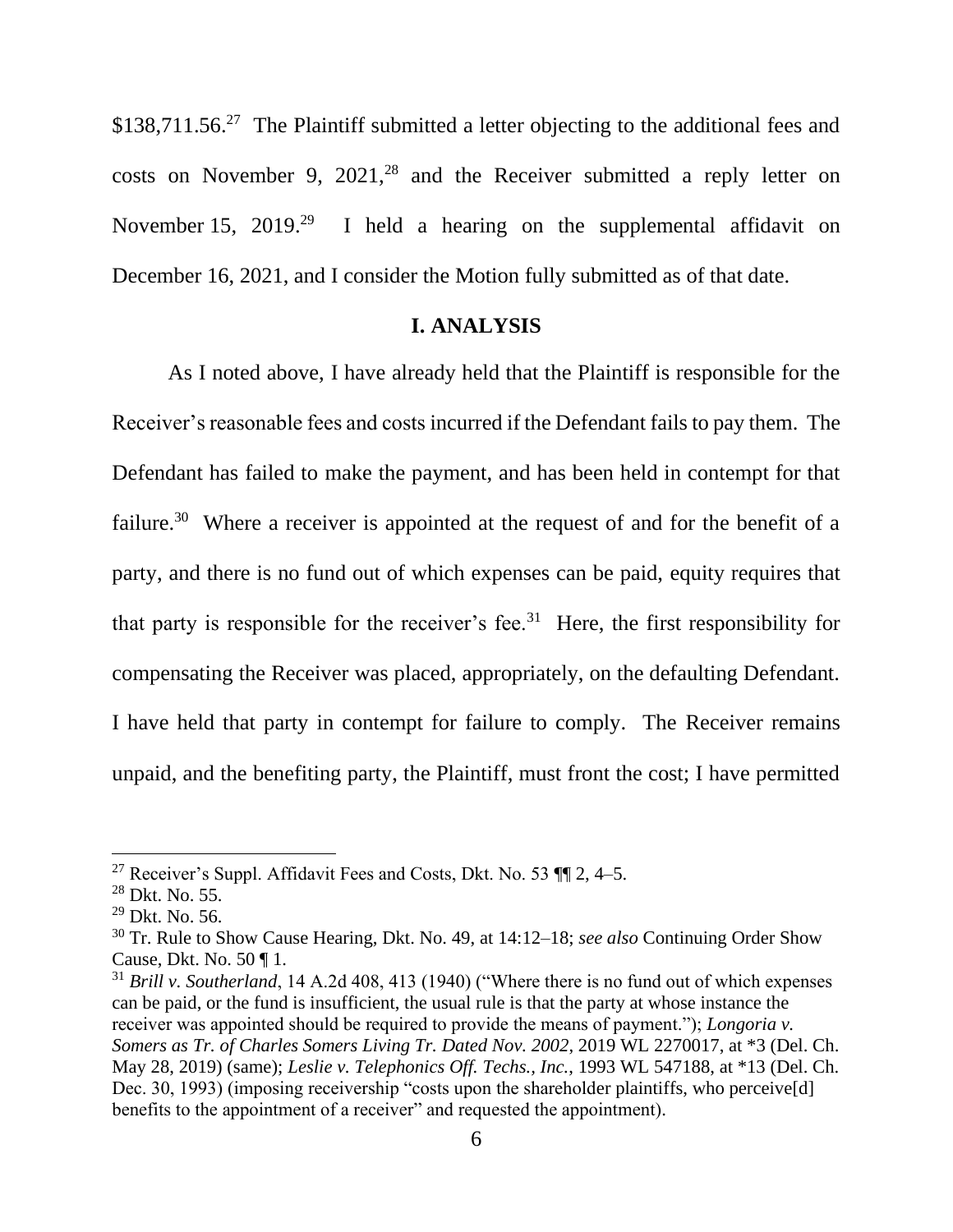$138,711.56.[27] The Plaintiff submitted a letter objecting to the additional fees and costs on November 9, 2021,[28] and the Receiver submitted a reply letter on November 15, 2019.[29] I held a hearing on the supplemental affidavit on December 16, 2021, and I consider the Motion fully submitted as of that date.

## I. ANALYSIS

As I noted above, I have already held that the Plaintiff is responsible for the Receiver's reasonable fees and costs incurred if the Defendant fails to pay them. The Defendant has failed to make the payment, and has been held in contempt for that failure.[30] Where a receiver is appointed at the request of and for the benefit of a party, and there is no fund out of which expenses can be paid, equity requires that that party is responsible for the receiver's fee.[31] Here, the first responsibility for compensating the Receiver was placed, appropriately, on the defaulting Defendant. I have held that party in contempt for failure to comply. The Receiver remains unpaid, and the benefiting party, the Plaintiff, must front the cost; I have permitted

---

[27] Receiver's Suppl. Affidavit Fees and Costs, Dkt. No. 53 ¶¶ 2, 4–5.

[28] Dkt. No. 55.

[29] Dkt. No. 56.

[30] Tr. Rule to Show Cause Hearing, Dkt. No. 49, at 14:12–18; *see also* Continuing Order Show Cause, Dkt. No. 50 ¶ 1.

[31] *Brill v. Southerland*, 14 A.2d 408, 413 (1940) ("Where there is no fund out of which expenses can be paid, or the fund is insufficient, the usual rule is that the party at whose instance the receiver was appointed should be required to provide the means of payment."); *Longoria v. Somers as Tr. of Charles Somers Living Tr. Dated Nov. 2002*, 2019 WL 2270017, at *3 (Del. Ch. May 28, 2019) (same); *Leslie v. Telephonics Off. Techs., Inc.*, 1993 WL 547188, at *13 (Del. Ch. Dec. 30, 1993) (imposing receivership "costs upon the shareholder plaintiffs, who perceive[d] benefits to the appointment of a receiver" and requested the appointment).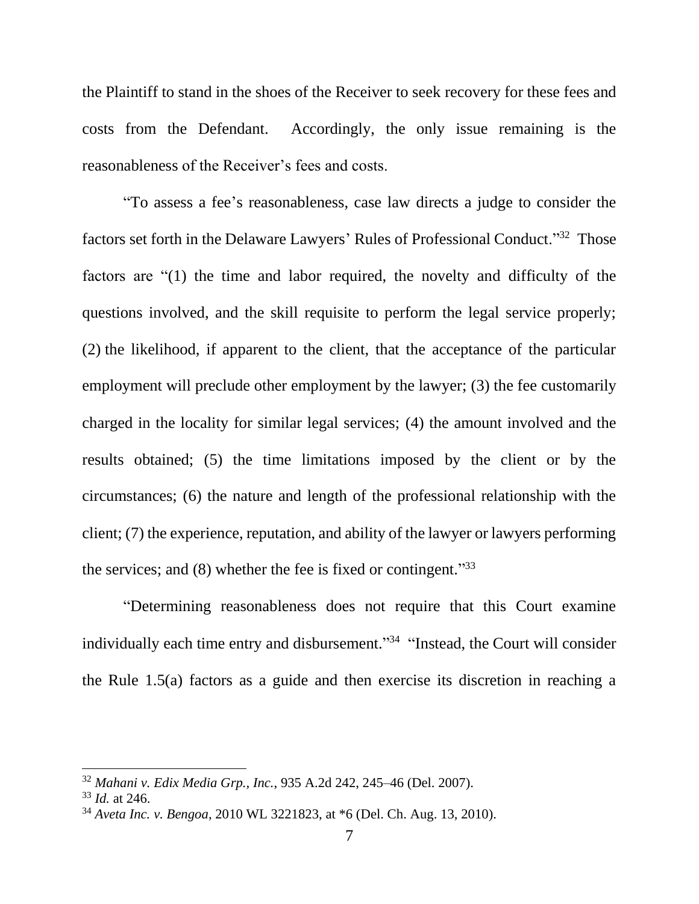the Plaintiff to stand in the shoes of the Receiver to seek recovery for these fees and costs from the Defendant. Accordingly, the only issue remaining is the reasonableness of the Receiver's fees and costs.

"To assess a fee's reasonableness, case law directs a judge to consider the factors set forth in the Delaware Lawyers' Rules of Professional Conduct."[32] Those factors are "(1) the time and labor required, the novelty and difficulty of the questions involved, and the skill requisite to perform the legal service properly; (2) the likelihood, if apparent to the client, that the acceptance of the particular employment will preclude other employment by the lawyer; (3) the fee customarily charged in the locality for similar legal services; (4) the amount involved and the results obtained; (5) the time limitations imposed by the client or by the circumstances; (6) the nature and length of the professional relationship with the client; (7) the experience, reputation, and ability of the lawyer or lawyers performing the services; and (8) whether the fee is fixed or contingent."[33]

"Determining reasonableness does not require that this Court examine individually each time entry and disbursement."[34] "Instead, the Court will consider the Rule 1.5(a) factors as a guide and then exercise its discretion in reaching a

---

[32] *Mahani v. Edix Media Grp., Inc.*, 935 A.2d 242, 245–46 (Del. 2007).

[33] *Id.* at 246.

[34] *Aveta Inc. v. Bengoa*, 2010 WL 3221823, at *6 (Del. Ch. Aug. 13, 2010).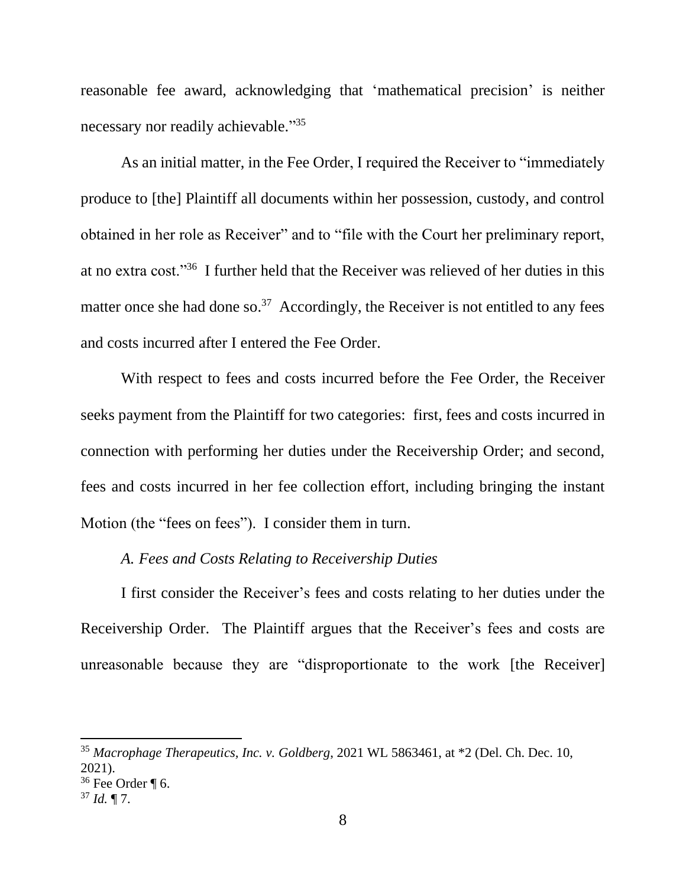reasonable fee award, acknowledging that 'mathematical precision' is neither necessary nor readily achievable."[35]

As an initial matter, in the Fee Order, I required the Receiver to "immediately produce to [the] Plaintiff all documents within her possession, custody, and control obtained in her role as Receiver" and to "file with the Court her preliminary report, at no extra cost."[36] I further held that the Receiver was relieved of her duties in this matter once she had done so.[37] Accordingly, the Receiver is not entitled to any fees and costs incurred after I entered the Fee Order.

With respect to fees and costs incurred before the Fee Order, the Receiver seeks payment from the Plaintiff for two categories: first, fees and costs incurred in connection with performing her duties under the Receivership Order; and second, fees and costs incurred in her fee collection effort, including bringing the instant Motion (the "fees on fees"). I consider them in turn.

*A. Fees and Costs Relating to Receivership Duties*

I first consider the Receiver's fees and costs relating to her duties under the Receivership Order. The Plaintiff argues that the Receiver's fees and costs are unreasonable because they are "disproportionate to the work [the Receiver]

---

[35] *Macrophage Therapeutics, Inc. v. Goldberg*, 2021 WL 5863461, at *2 (Del. Ch. Dec. 10, 2021).

[36] Fee Order ¶ 6.

[37] *Id.* ¶ 7.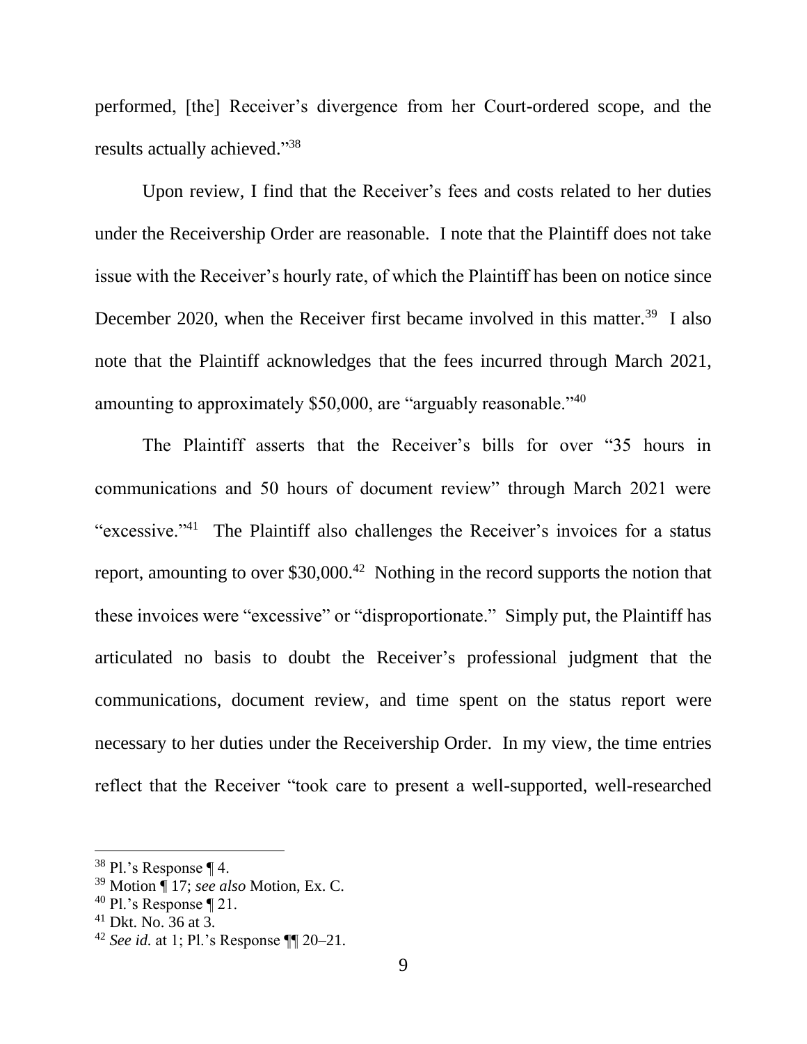performed, [the] Receiver's divergence from her Court-ordered scope, and the results actually achieved."[38]

Upon review, I find that the Receiver's fees and costs related to her duties under the Receivership Order are reasonable. I note that the Plaintiff does not take issue with the Receiver's hourly rate, of which the Plaintiff has been on notice since December 2020, when the Receiver first became involved in this matter.[39] I also note that the Plaintiff acknowledges that the fees incurred through March 2021, amounting to approximately $50,000, are "arguably reasonable."[40]

The Plaintiff asserts that the Receiver's bills for over "35 hours in communications and 50 hours of document review" through March 2021 were "excessive."[41] The Plaintiff also challenges the Receiver's invoices for a status report, amounting to over $30,000.[42] Nothing in the record supports the notion that these invoices were "excessive" or "disproportionate." Simply put, the Plaintiff has articulated no basis to doubt the Receiver's professional judgment that the communications, document review, and time spent on the status report were necessary to her duties under the Receivership Order. In my view, the time entries reflect that the Receiver "took care to present a well-supported, well-researched

---

[38] Pl.'s Response ¶ 4.

[39] Motion ¶ 17; *see also* Motion, Ex. C.

[40] Pl.'s Response ¶ 21.

[41] Dkt. No. 36 at 3.

[42] *See id.* at 1; Pl.'s Response ¶¶ 20–21.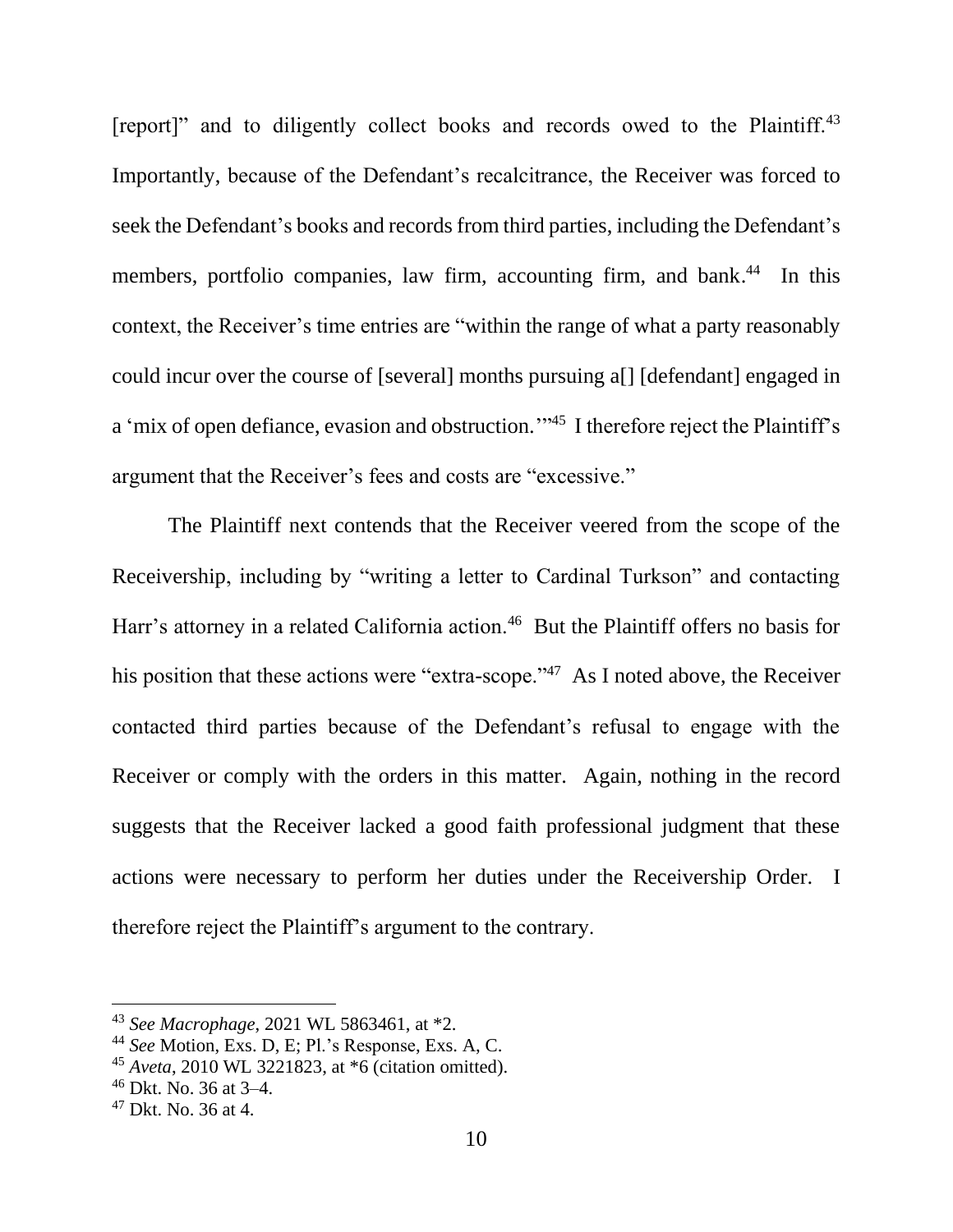[report]" and to diligently collect books and records owed to the Plaintiff.[43] Importantly, because of the Defendant's recalcitrance, the Receiver was forced to seek the Defendant's books and records from third parties, including the Defendant's members, portfolio companies, law firm, accounting firm, and bank.[44] In this context, the Receiver's time entries are "within the range of what a party reasonably could incur over the course of [several] months pursuing a[] [defendant] engaged in a 'mix of open defiance, evasion and obstruction.'"[45] I therefore reject the Plaintiff's argument that the Receiver's fees and costs are "excessive."

The Plaintiff next contends that the Receiver veered from the scope of the Receivership, including by "writing a letter to Cardinal Turkson" and contacting Harr's attorney in a related California action.[46] But the Plaintiff offers no basis for his position that these actions were "extra-scope."[47] As I noted above, the Receiver contacted third parties because of the Defendant's refusal to engage with the Receiver or comply with the orders in this matter. Again, nothing in the record suggests that the Receiver lacked a good faith professional judgment that these actions were necessary to perform her duties under the Receivership Order. I therefore reject the Plaintiff's argument to the contrary.

---

[43] *See Macrophage*, 2021 WL 5863461, at *2.

[44] *See* Motion, Exs. D, E; Pl.'s Response, Exs. A, C.

[45] *Aveta*, 2010 WL 3221823, at *6 (citation omitted).

[46] Dkt. No. 36 at 3–4.

[47] Dkt. No. 36 at 4.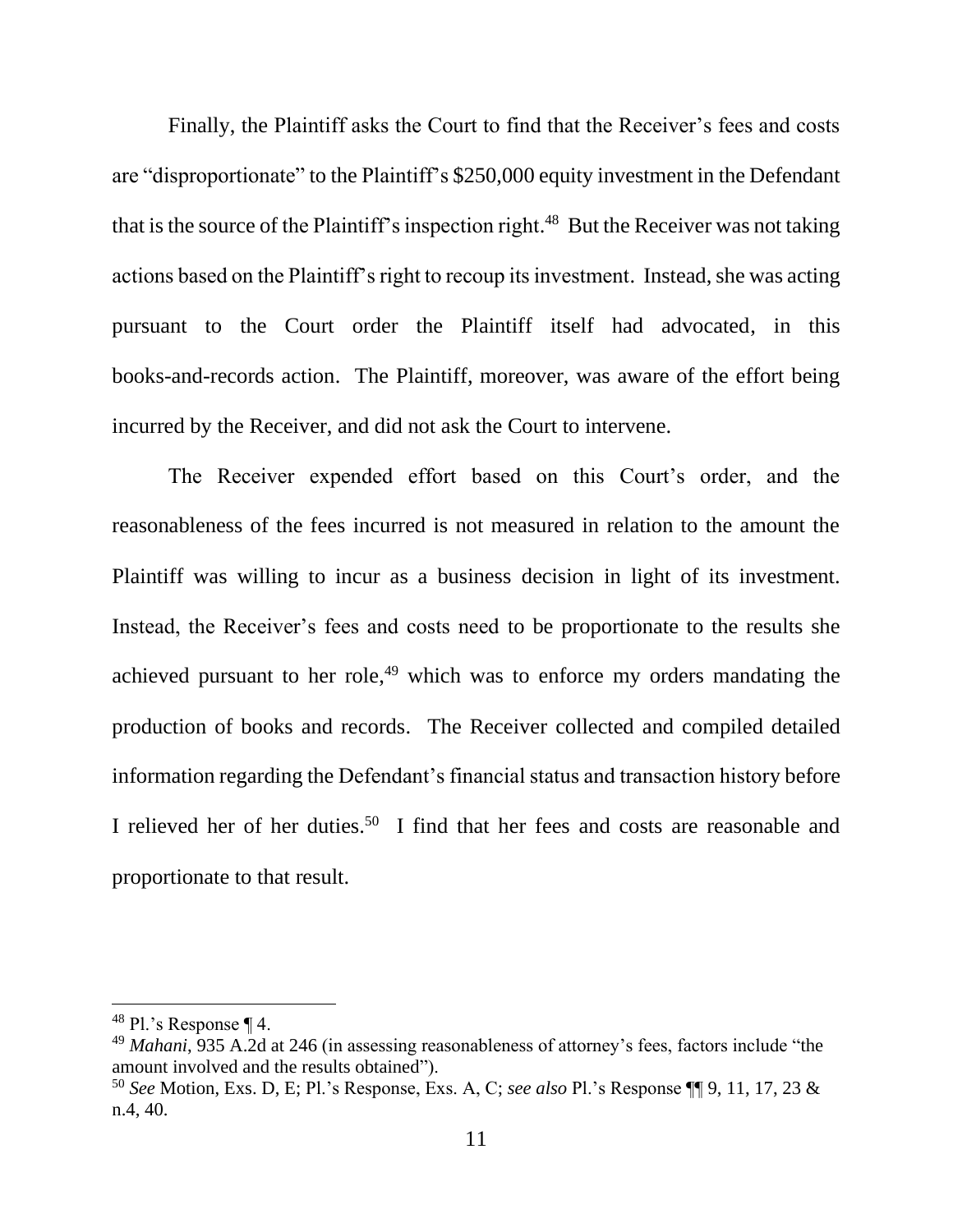Finally, the Plaintiff asks the Court to find that the Receiver's fees and costs are "disproportionate" to the Plaintiff's $250,000 equity investment in the Defendant that is the source of the Plaintiff's inspection right.[48] But the Receiver was not taking actions based on the Plaintiff's right to recoup its investment. Instead, she was acting pursuant to the Court order the Plaintiff itself had advocated, in this books-and-records action. The Plaintiff, moreover, was aware of the effort being incurred by the Receiver, and did not ask the Court to intervene.

The Receiver expended effort based on this Court's order, and the reasonableness of the fees incurred is not measured in relation to the amount the Plaintiff was willing to incur as a business decision in light of its investment. Instead, the Receiver's fees and costs need to be proportionate to the results she achieved pursuant to her role,[49] which was to enforce my orders mandating the production of books and records. The Receiver collected and compiled detailed information regarding the Defendant's financial status and transaction history before I relieved her of her duties.[50] I find that her fees and costs are reasonable and proportionate to that result.

---

[48] Pl.'s Response ¶ 4.

[49] *Mahani*, 935 A.2d at 246 (in assessing reasonableness of attorney's fees, factors include "the amount involved and the results obtained").

[50] *See* Motion, Exs. D, E; Pl.'s Response, Exs. A, C; *see also* Pl.'s Response ¶¶ 9, 11, 17, 23 & n.4, 40.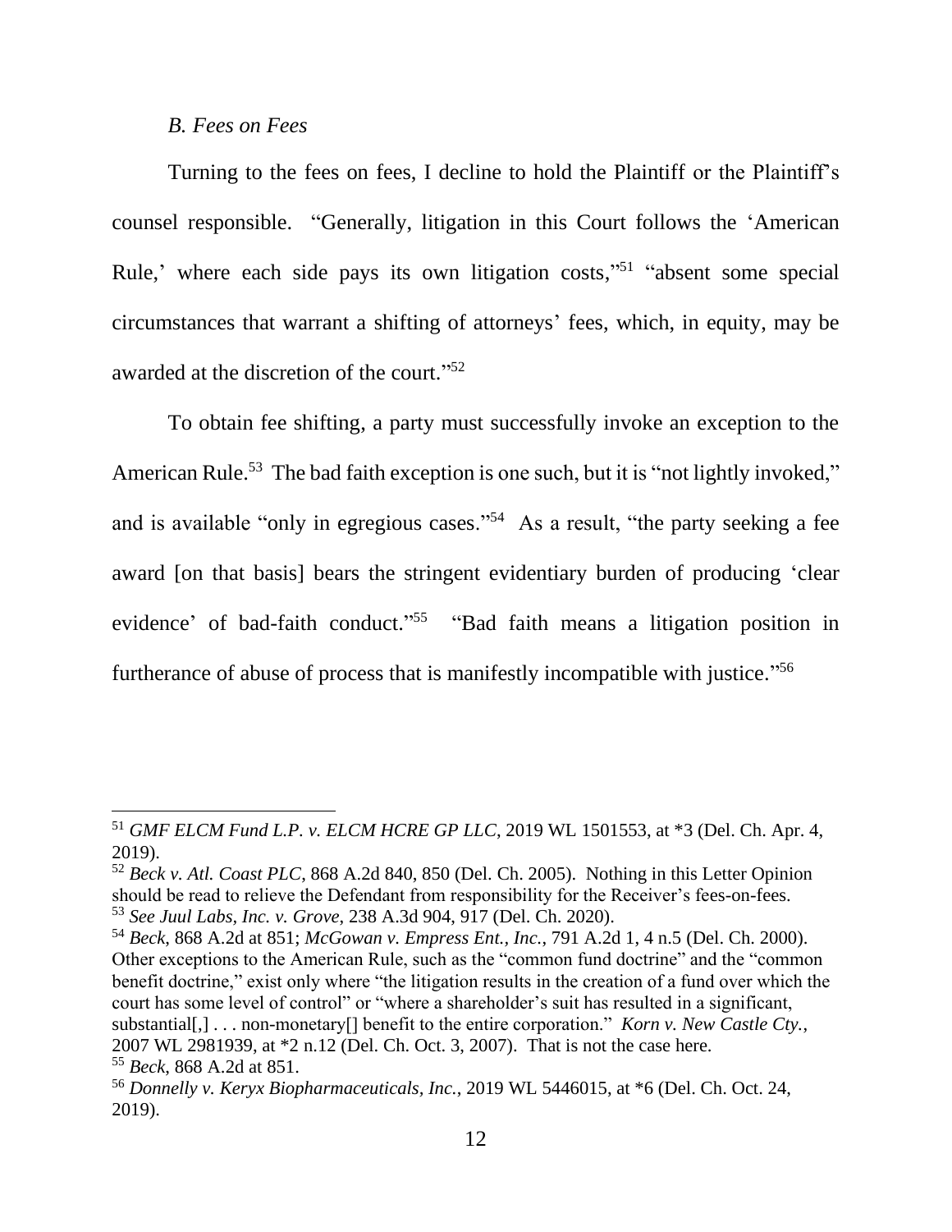### *B. Fees on Fees*

Turning to the fees on fees, I decline to hold the Plaintiff or the Plaintiff's counsel responsible. "Generally, litigation in this Court follows the 'American Rule,' where each side pays its own litigation costs,"[51] "absent some special circumstances that warrant a shifting of attorneys' fees, which, in equity, may be awarded at the discretion of the court."[52]

To obtain fee shifting, a party must successfully invoke an exception to the American Rule.[53] The bad faith exception is one such, but it is "not lightly invoked," and is available "only in egregious cases."[54] As a result, "the party seeking a fee award [on that basis] bears the stringent evidentiary burden of producing 'clear evidence' of bad-faith conduct."[55] "Bad faith means a litigation position in furtherance of abuse of process that is manifestly incompatible with justice."[56]

---

[51] *GMF ELCM Fund L.P. v. ELCM HCRE GP LLC*, 2019 WL 1501553, at *3 (Del. Ch. Apr. 4, 2019).

[52] *Beck v. Atl. Coast PLC*, 868 A.2d 840, 850 (Del. Ch. 2005). Nothing in this Letter Opinion should be read to relieve the Defendant from responsibility for the Receiver's fees-on-fees.

[53] *See Juul Labs, Inc. v. Grove*, 238 A.3d 904, 917 (Del. Ch. 2020).

[54] *Beck*, 868 A.2d at 851; *McGowan v. Empress Ent., Inc.*, 791 A.2d 1, 4 n.5 (Del. Ch. 2000). Other exceptions to the American Rule, such as the "common fund doctrine" and the "common benefit doctrine," exist only where "the litigation results in the creation of a fund over which the court has some level of control" or "where a shareholder's suit has resulted in a significant, substantial[,] . . . non-monetary[] benefit to the entire corporation." *Korn v. New Castle Cty.*, 2007 WL 2981939, at *2 n.12 (Del. Ch. Oct. 3, 2007). That is not the case here.

[55] *Beck*, 868 A.2d at 851.

[56] *Donnelly v. Keryx Biopharmaceuticals, Inc.*, 2019 WL 5446015, at *6 (Del. Ch. Oct. 24, 2019).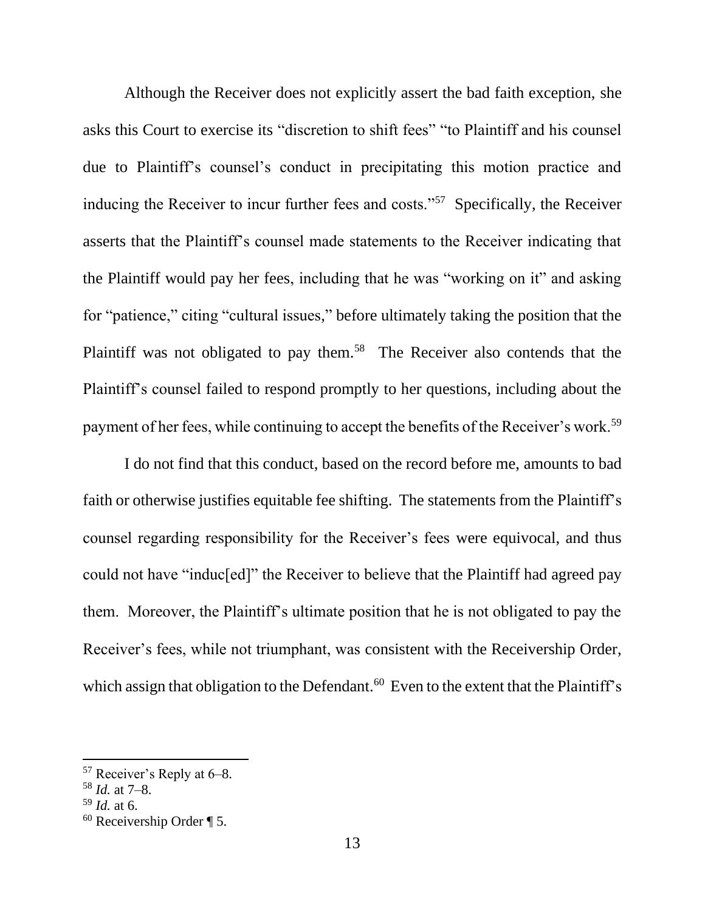Although the Receiver does not explicitly assert the bad faith exception, she asks this Court to exercise its "discretion to shift fees" "to Plaintiff and his counsel due to Plaintiff's counsel's conduct in precipitating this motion practice and inducing the Receiver to incur further fees and costs."[57] Specifically, the Receiver asserts that the Plaintiff's counsel made statements to the Receiver indicating that the Plaintiff would pay her fees, including that he was "working on it" and asking for "patience," citing "cultural issues," before ultimately taking the position that the Plaintiff was not obligated to pay them.[58] The Receiver also contends that the Plaintiff's counsel failed to respond promptly to her questions, including about the payment of her fees, while continuing to accept the benefits of the Receiver's work.[59]

I do not find that this conduct, based on the record before me, amounts to bad faith or otherwise justifies equitable fee shifting. The statements from the Plaintiff's counsel regarding responsibility for the Receiver's fees were equivocal, and thus could not have "induc[ed]" the Receiver to believe that the Plaintiff had agreed pay them. Moreover, the Plaintiff's ultimate position that he is not obligated to pay the Receiver's fees, while not triumphant, was consistent with the Receivership Order, which assign that obligation to the Defendant.[60] Even to the extent that the Plaintiff's

---

[57] Receiver's Reply at 6–8.

[58] *Id.* at 7–8.

[59] *Id.* at 6.

[60] Receivership Order ¶ 5.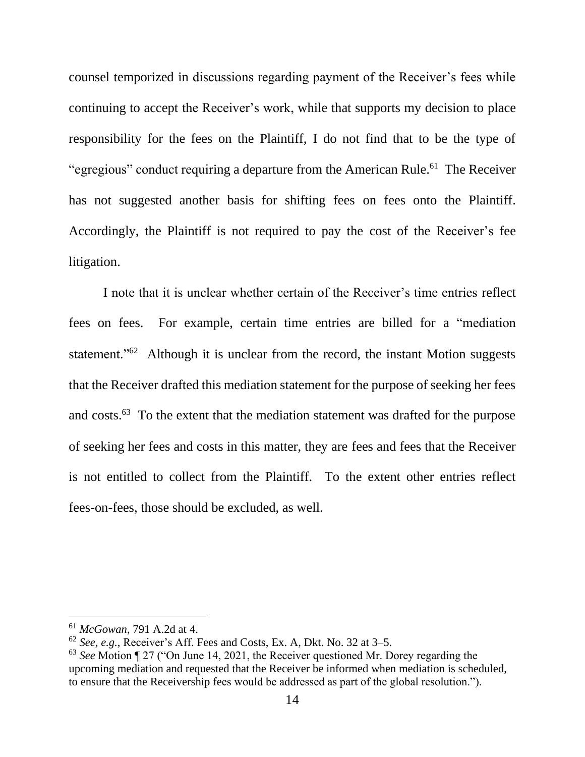counsel temporized in discussions regarding payment of the Receiver's fees while continuing to accept the Receiver's work, while that supports my decision to place responsibility for the fees on the Plaintiff, I do not find that to be the type of "egregious" conduct requiring a departure from the American Rule.[61] The Receiver has not suggested another basis for shifting fees on fees onto the Plaintiff. Accordingly, the Plaintiff is not required to pay the cost of the Receiver's fee litigation.

I note that it is unclear whether certain of the Receiver's time entries reflect fees on fees. For example, certain time entries are billed for a "mediation statement."[62] Although it is unclear from the record, the instant Motion suggests that the Receiver drafted this mediation statement for the purpose of seeking her fees and costs.[63] To the extent that the mediation statement was drafted for the purpose of seeking her fees and costs in this matter, they are fees and fees that the Receiver is not entitled to collect from the Plaintiff. To the extent other entries reflect fees-on-fees, those should be excluded, as well.

---

[61] *McGowan*, 791 A.2d at 4.

[62] *See, e.g.*, Receiver's Aff. Fees and Costs, Ex. A, Dkt. No. 32 at 3–5.

[63] *See* Motion ¶ 27 ("On June 14, 2021, the Receiver questioned Mr. Dorey regarding the upcoming mediation and requested that the Receiver be informed when mediation is scheduled, to ensure that the Receivership fees would be addressed as part of the global resolution.").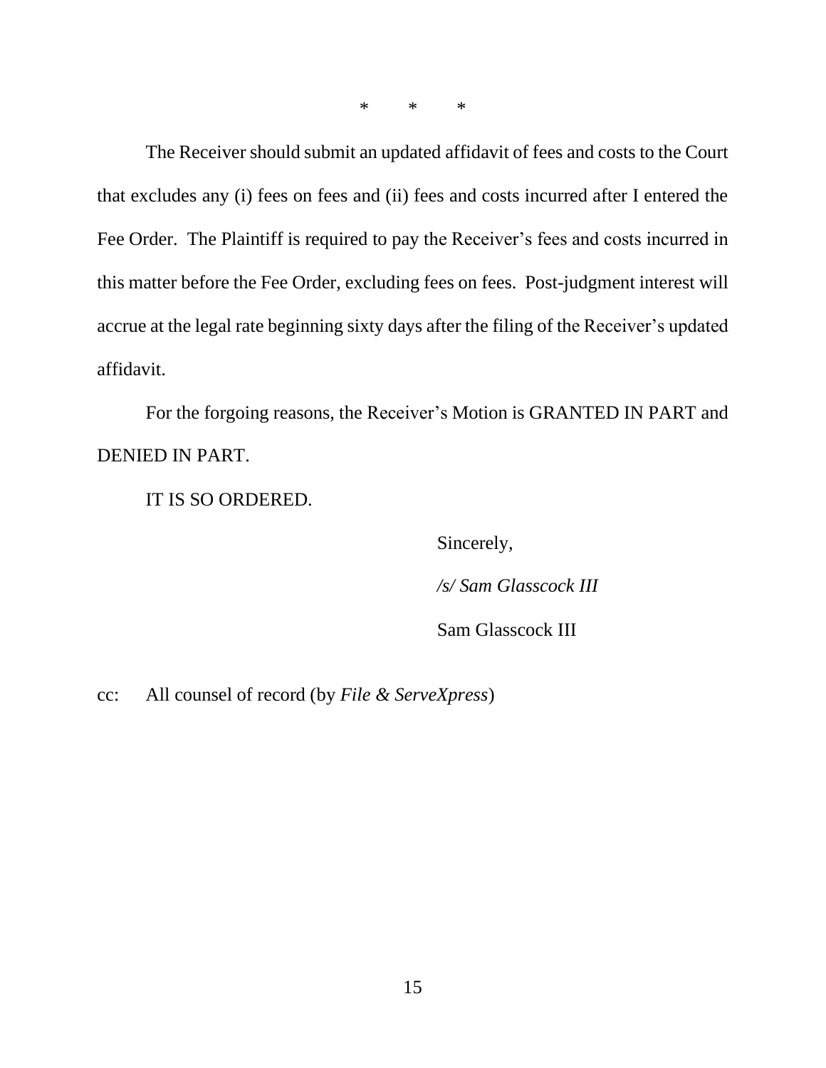\*        \*        \*

The Receiver should submit an updated affidavit of fees and costs to the Court that excludes any (i) fees on fees and (ii) fees and costs incurred after I entered the Fee Order. The Plaintiff is required to pay the Receiver's fees and costs incurred in this matter before the Fee Order, excluding fees on fees. Post-judgment interest will accrue at the legal rate beginning sixty days after the filing of the Receiver's updated affidavit.

For the forgoing reasons, the Receiver's Motion is GRANTED IN PART and DENIED IN PART.

IT IS SO ORDERED.

Sincerely,

*/s/ Sam Glasscock III*

Sam Glasscock III

cc: All counsel of record (by *File & ServeXpress*)